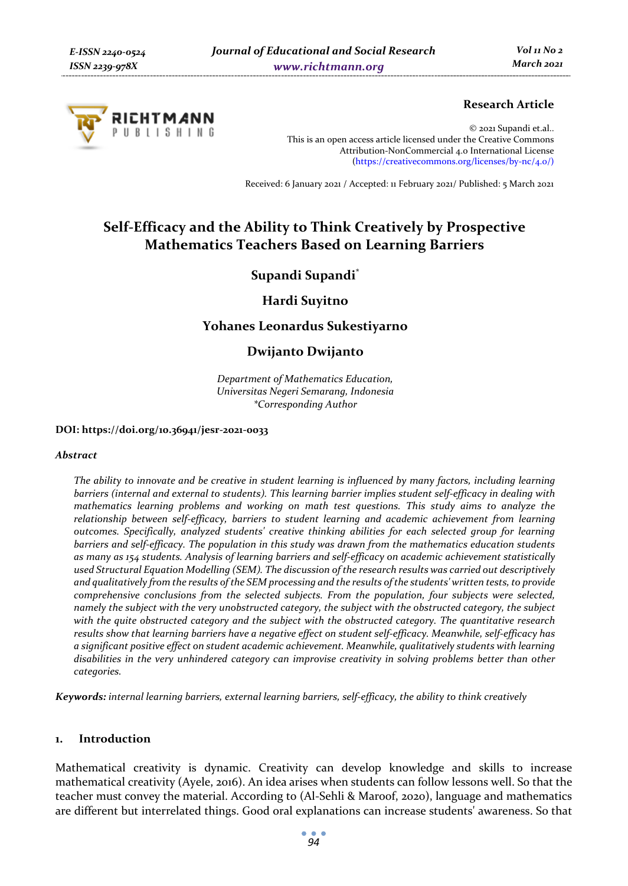**Research Article**

© 2021 Supandi et.al..
This is an open access article licensed under the Creative Commons Attribution-NonCommercial 4.0 International License (https://creativecommons.org/licenses/by-nc/4.0/)

Received: 6 January 2021 / Accepted: 11 February 2021/ Published: 5 March 2021

# Self-Efficacy and the Ability to Think Creatively by Prospective Mathematics Teachers Based on Learning Barriers

**Supandi Supandi***

**Hardi Suyitno**

**Yohanes Leonardus Sukestiyarno**

**Dwijanto Dwijanto**

*Department of Mathematics Education,*
*Universitas Negeri Semarang, Indonesia*
*\*Corresponding Author*

**DOI: https://doi.org/10.36941/jesr-2021-0033**

### *Abstract*

*The ability to innovate and be creative in student learning is influenced by many factors, including learning barriers (internal and external to students). This learning barrier implies student self-efficacy in dealing with mathematics learning problems and working on math test questions. This study aims to analyze the relationship between self-efficacy, barriers to student learning and academic achievement from learning outcomes. Specifically, analyzed students' creative thinking abilities for each selected group for learning barriers and self-efficacy. The population in this study was drawn from the mathematics education students as many as 154 students. Analysis of learning barriers and self-efficacy on academic achievement statistically used Structural Equation Modelling (SEM). The discussion of the research results was carried out descriptively and qualitatively from the results of the SEM processing and the results of the students' written tests, to provide comprehensive conclusions from the selected subjects. From the population, four subjects were selected, namely the subject with the very unobstructed category, the subject with the obstructed category, the subject with the quite obstructed category and the subject with the obstructed category. The quantitative research results show that learning barriers have a negative effect on student self-efficacy. Meanwhile, self-efficacy has a significant positive effect on student academic achievement. Meanwhile, qualitatively students with learning disabilities in the very unhindered category can improvise creativity in solving problems better than other categories.*

***Keywords:*** *internal learning barriers, external learning barriers, self-efficacy, the ability to think creatively*

## 1. Introduction

Mathematical creativity is dynamic. Creativity can develop knowledge and skills to increase mathematical creativity (Ayele, 2016). An idea arises when students can follow lessons well. So that the teacher must convey the material. According to (Al-Sehli & Maroof, 2020), language and mathematics are different but interrelated things. Good oral explanations can increase students' awareness. So that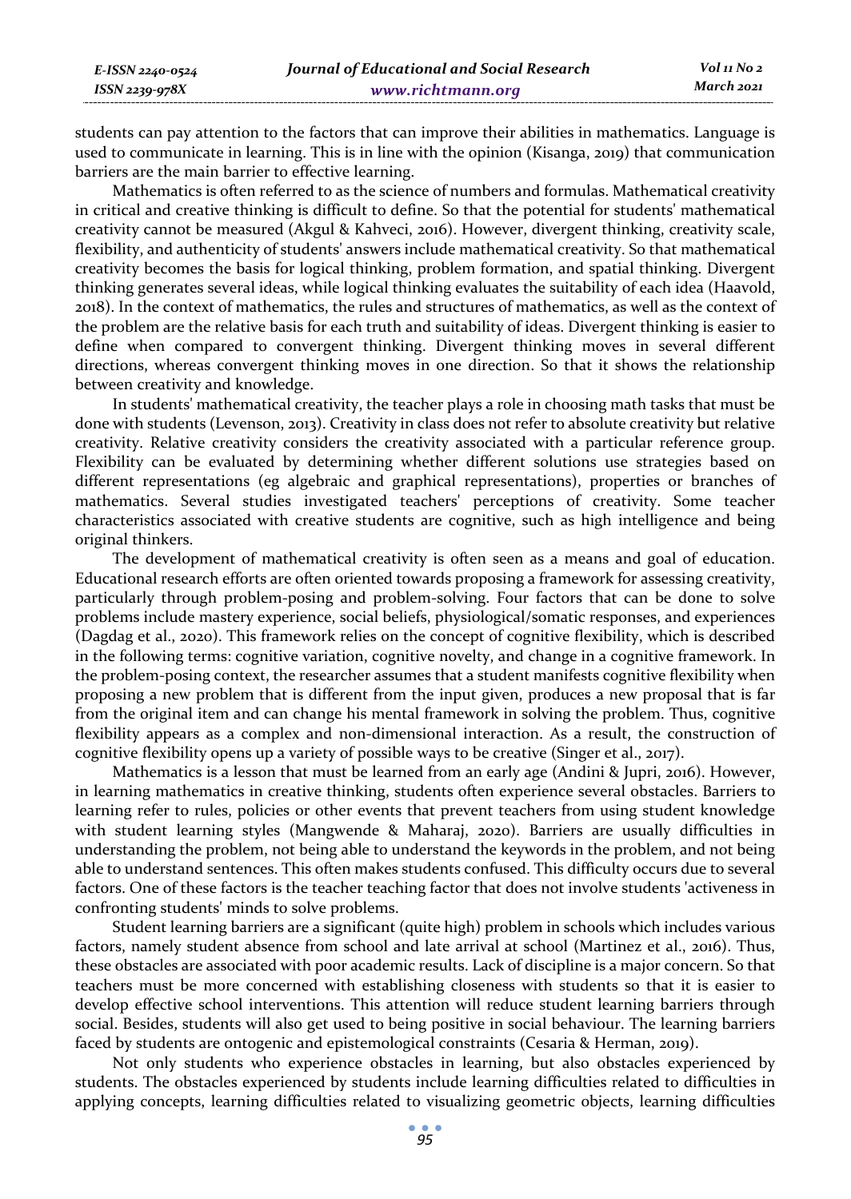students can pay attention to the factors that can improve their abilities in mathematics. Language is used to communicate in learning. This is in line with the opinion (Kisanga, 2019) that communication barriers are the main barrier to effective learning.

Mathematics is often referred to as the science of numbers and formulas. Mathematical creativity in critical and creative thinking is difficult to define. So that the potential for students' mathematical creativity cannot be measured (Akgul & Kahveci, 2016). However, divergent thinking, creativity scale, flexibility, and authenticity of students' answers include mathematical creativity. So that mathematical creativity becomes the basis for logical thinking, problem formation, and spatial thinking. Divergent thinking generates several ideas, while logical thinking evaluates the suitability of each idea (Haavold, 2018). In the context of mathematics, the rules and structures of mathematics, as well as the context of the problem are the relative basis for each truth and suitability of ideas. Divergent thinking is easier to define when compared to convergent thinking. Divergent thinking moves in several different directions, whereas convergent thinking moves in one direction. So that it shows the relationship between creativity and knowledge.

In students' mathematical creativity, the teacher plays a role in choosing math tasks that must be done with students (Levenson, 2013). Creativity in class does not refer to absolute creativity but relative creativity. Relative creativity considers the creativity associated with a particular reference group. Flexibility can be evaluated by determining whether different solutions use strategies based on different representations (eg algebraic and graphical representations), properties or branches of mathematics. Several studies investigated teachers' perceptions of creativity. Some teacher characteristics associated with creative students are cognitive, such as high intelligence and being original thinkers.

The development of mathematical creativity is often seen as a means and goal of education. Educational research efforts are often oriented towards proposing a framework for assessing creativity, particularly through problem-posing and problem-solving. Four factors that can be done to solve problems include mastery experience, social beliefs, physiological/somatic responses, and experiences (Dagdag et al., 2020). This framework relies on the concept of cognitive flexibility, which is described in the following terms: cognitive variation, cognitive novelty, and change in a cognitive framework. In the problem-posing context, the researcher assumes that a student manifests cognitive flexibility when proposing a new problem that is different from the input given, produces a new proposal that is far from the original item and can change his mental framework in solving the problem. Thus, cognitive flexibility appears as a complex and non-dimensional interaction. As a result, the construction of cognitive flexibility opens up a variety of possible ways to be creative (Singer et al., 2017).

Mathematics is a lesson that must be learned from an early age (Andini & Jupri, 2016). However, in learning mathematics in creative thinking, students often experience several obstacles. Barriers to learning refer to rules, policies or other events that prevent teachers from using student knowledge with student learning styles (Mangwende & Maharaj, 2020). Barriers are usually difficulties in understanding the problem, not being able to understand the keywords in the problem, and not being able to understand sentences. This often makes students confused. This difficulty occurs due to several factors. One of these factors is the teacher teaching factor that does not involve students 'activeness in confronting students' minds to solve problems.

Student learning barriers are a significant (quite high) problem in schools which includes various factors, namely student absence from school and late arrival at school (Martinez et al., 2016). Thus, these obstacles are associated with poor academic results. Lack of discipline is a major concern. So that teachers must be more concerned with establishing closeness with students so that it is easier to develop effective school interventions. This attention will reduce student learning barriers through social. Besides, students will also get used to being positive in social behaviour. The learning barriers faced by students are ontogenic and epistemological constraints (Cesaria & Herman, 2019).

Not only students who experience obstacles in learning, but also obstacles experienced by students. The obstacles experienced by students include learning difficulties related to difficulties in applying concepts, learning difficulties related to visualizing geometric objects, learning difficulties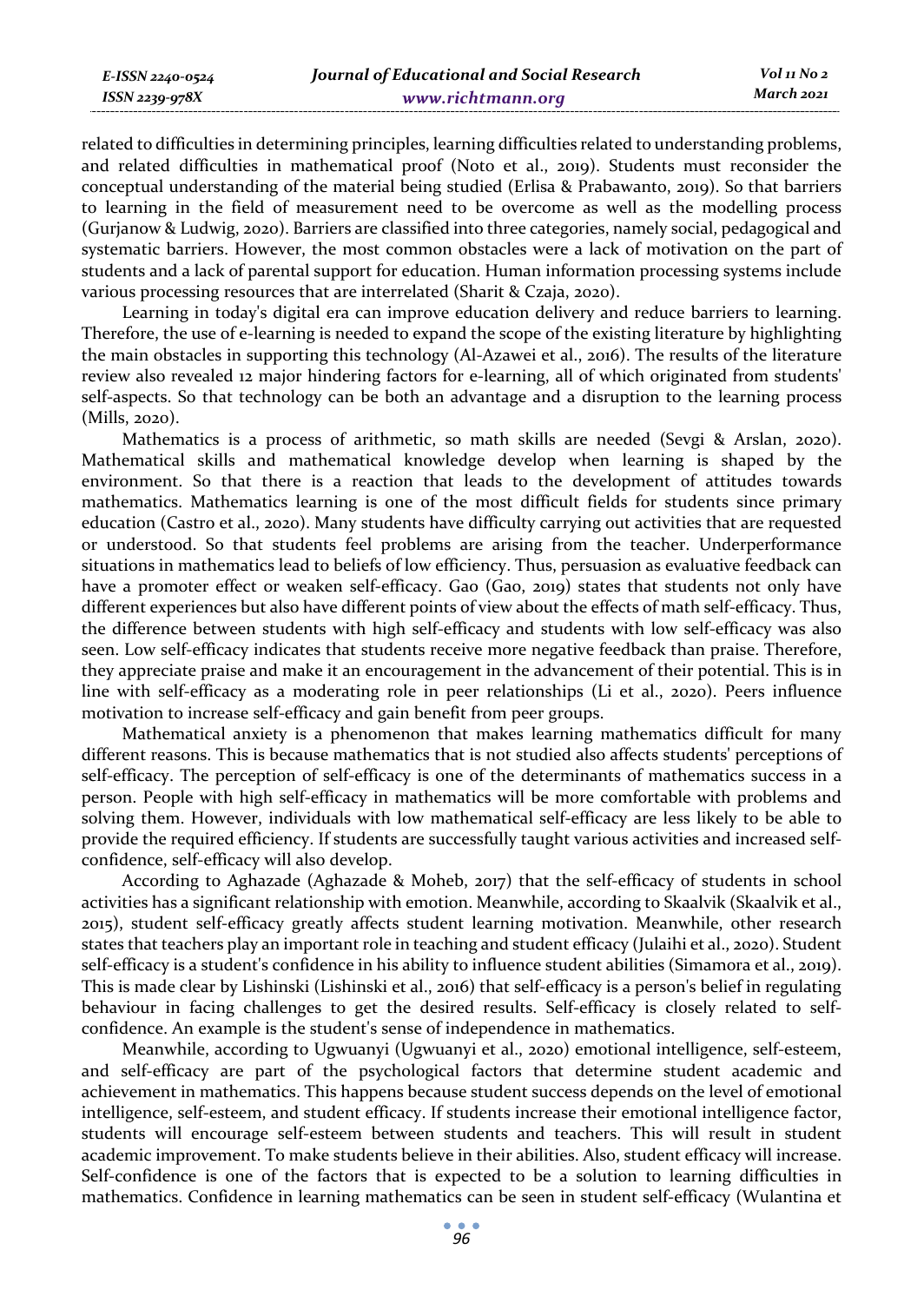related to difficulties in determining principles, learning difficulties related to understanding problems, and related difficulties in mathematical proof (Noto et al., 2019). Students must reconsider the conceptual understanding of the material being studied (Erlisa & Prabawanto, 2019). So that barriers to learning in the field of measurement need to be overcome as well as the modelling process (Gurjanow & Ludwig, 2020). Barriers are classified into three categories, namely social, pedagogical and systematic barriers. However, the most common obstacles were a lack of motivation on the part of students and a lack of parental support for education. Human information processing systems include various processing resources that are interrelated (Sharit & Czaja, 2020).

Learning in today's digital era can improve education delivery and reduce barriers to learning. Therefore, the use of e-learning is needed to expand the scope of the existing literature by highlighting the main obstacles in supporting this technology (Al-Azawei et al., 2016). The results of the literature review also revealed 12 major hindering factors for e-learning, all of which originated from students' self-aspects. So that technology can be both an advantage and a disruption to the learning process (Mills, 2020).

Mathematics is a process of arithmetic, so math skills are needed (Sevgi & Arslan, 2020). Mathematical skills and mathematical knowledge develop when learning is shaped by the environment. So that there is a reaction that leads to the development of attitudes towards mathematics. Mathematics learning is one of the most difficult fields for students since primary education (Castro et al., 2020). Many students have difficulty carrying out activities that are requested or understood. So that students feel problems are arising from the teacher. Underperformance situations in mathematics lead to beliefs of low efficiency. Thus, persuasion as evaluative feedback can have a promoter effect or weaken self-efficacy. Gao (Gao, 2019) states that students not only have different experiences but also have different points of view about the effects of math self-efficacy. Thus, the difference between students with high self-efficacy and students with low self-efficacy was also seen. Low self-efficacy indicates that students receive more negative feedback than praise. Therefore, they appreciate praise and make it an encouragement in the advancement of their potential. This is in line with self-efficacy as a moderating role in peer relationships (Li et al., 2020). Peers influence motivation to increase self-efficacy and gain benefit from peer groups.

Mathematical anxiety is a phenomenon that makes learning mathematics difficult for many different reasons. This is because mathematics that is not studied also affects students' perceptions of self-efficacy. The perception of self-efficacy is one of the determinants of mathematics success in a person. People with high self-efficacy in mathematics will be more comfortable with problems and solving them. However, individuals with low mathematical self-efficacy are less likely to be able to provide the required efficiency. If students are successfully taught various activities and increased self-confidence, self-efficacy will also develop.

According to Aghazade (Aghazade & Moheb, 2017) that the self-efficacy of students in school activities has a significant relationship with emotion. Meanwhile, according to Skaalvik (Skaalvik et al., 2015), student self-efficacy greatly affects student learning motivation. Meanwhile, other research states that teachers play an important role in teaching and student efficacy (Julaihi et al., 2020). Student self-efficacy is a student's confidence in his ability to influence student abilities (Simamora et al., 2019). This is made clear by Lishinski (Lishinski et al., 2016) that self-efficacy is a person's belief in regulating behaviour in facing challenges to get the desired results. Self-efficacy is closely related to self-confidence. An example is the student's sense of independence in mathematics.

Meanwhile, according to Ugwuanyi (Ugwuanyi et al., 2020) emotional intelligence, self-esteem, and self-efficacy are part of the psychological factors that determine student academic and achievement in mathematics. This happens because student success depends on the level of emotional intelligence, self-esteem, and student efficacy. If students increase their emotional intelligence factor, students will encourage self-esteem between students and teachers. This will result in student academic improvement. To make students believe in their abilities. Also, student efficacy will increase. Self-confidence is one of the factors that is expected to be a solution to learning difficulties in mathematics. Confidence in learning mathematics can be seen in student self-efficacy (Wulantina et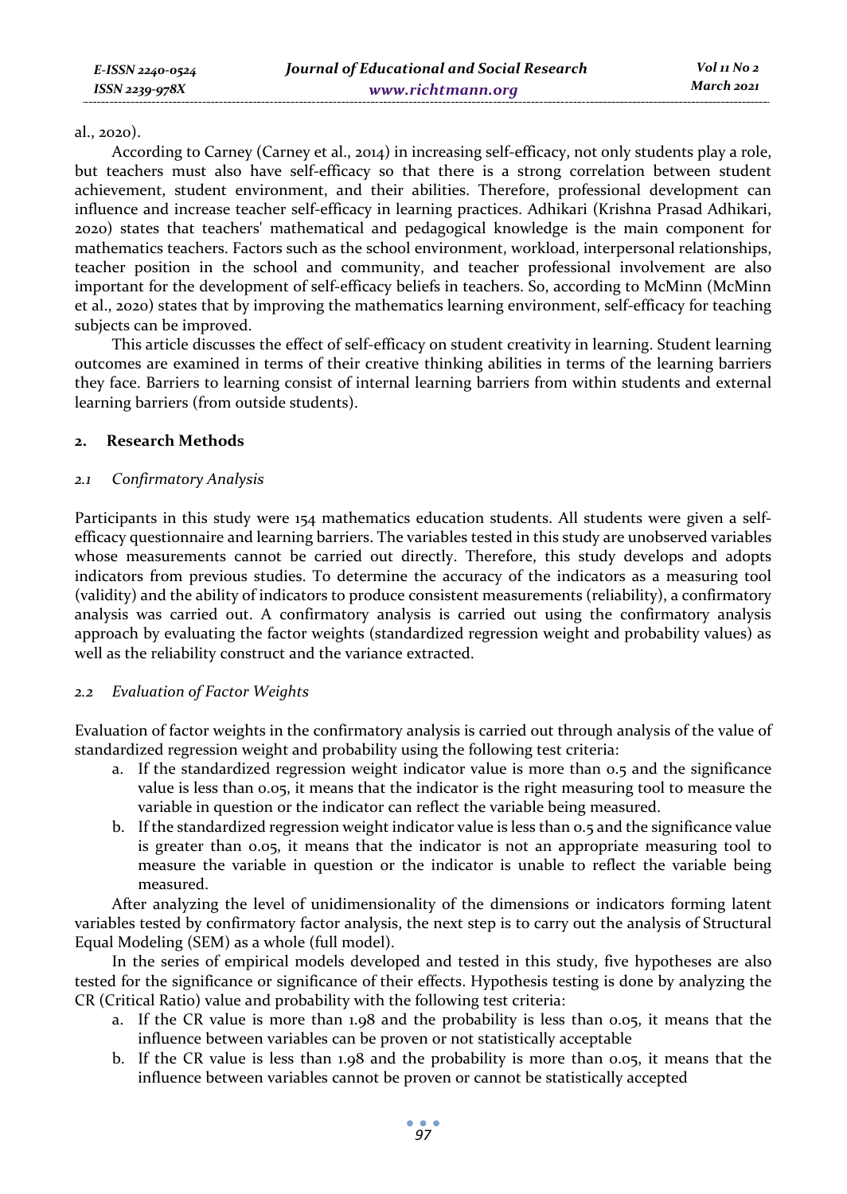al., 2020).

According to Carney (Carney et al., 2014) in increasing self-efficacy, not only students play a role, but teachers must also have self-efficacy so that there is a strong correlation between student achievement, student environment, and their abilities. Therefore, professional development can influence and increase teacher self-efficacy in learning practices. Adhikari (Krishna Prasad Adhikari, 2020) states that teachers' mathematical and pedagogical knowledge is the main component for mathematics teachers. Factors such as the school environment, workload, interpersonal relationships, teacher position in the school and community, and teacher professional involvement are also important for the development of self-efficacy beliefs in teachers. So, according to McMinn (McMinn et al., 2020) states that by improving the mathematics learning environment, self-efficacy for teaching subjects can be improved.

This article discusses the effect of self-efficacy on student creativity in learning. Student learning outcomes are examined in terms of their creative thinking abilities in terms of the learning barriers they face. Barriers to learning consist of internal learning barriers from within students and external learning barriers (from outside students).

## 2. Research Methods

### *2.1 Confirmatory Analysis*

Participants in this study were 154 mathematics education students. All students were given a self-efficacy questionnaire and learning barriers. The variables tested in this study are unobserved variables whose measurements cannot be carried out directly. Therefore, this study develops and adopts indicators from previous studies. To determine the accuracy of the indicators as a measuring tool (validity) and the ability of indicators to produce consistent measurements (reliability), a confirmatory analysis was carried out. A confirmatory analysis is carried out using the confirmatory analysis approach by evaluating the factor weights (standardized regression weight and probability values) as well as the reliability construct and the variance extracted.

### *2.2 Evaluation of Factor Weights*

Evaluation of factor weights in the confirmatory analysis is carried out through analysis of the value of standardized regression weight and probability using the following test criteria:

a. If the standardized regression weight indicator value is more than 0.5 and the significance value is less than 0.05, it means that the indicator is the right measuring tool to measure the variable in question or the indicator can reflect the variable being measured.
b. If the standardized regression weight indicator value is less than 0.5 and the significance value is greater than 0.05, it means that the indicator is not an appropriate measuring tool to measure the variable in question or the indicator is unable to reflect the variable being measured.

After analyzing the level of unidimensionality of the dimensions or indicators forming latent variables tested by confirmatory factor analysis, the next step is to carry out the analysis of Structural Equal Modeling (SEM) as a whole (full model).

In the series of empirical models developed and tested in this study, five hypotheses are also tested for the significance or significance of their effects. Hypothesis testing is done by analyzing the CR (Critical Ratio) value and probability with the following test criteria:

a. If the CR value is more than 1.98 and the probability is less than 0.05, it means that the influence between variables can be proven or not statistically acceptable
b. If the CR value is less than 1.98 and the probability is more than 0.05, it means that the influence between variables cannot be proven or cannot be statistically accepted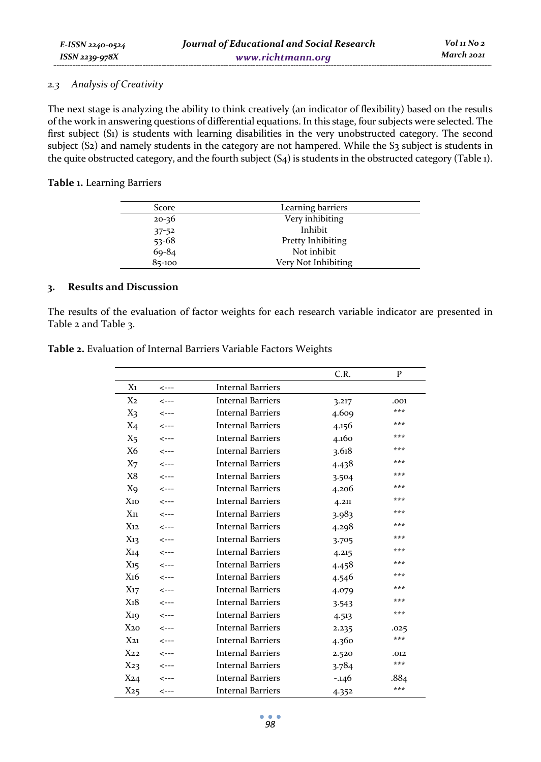*2.3 Analysis of Creativity*

The next stage is analyzing the ability to think creatively (an indicator of flexibility) based on the results of the work in answering questions of differential equations. In this stage, four subjects were selected. The first subject (S1) is students with learning disabilities in the very unobstructed category. The second subject (S2) and namely students in the category are not hampered. While the S3 subject is students in the quite obstructed category, and the fourth subject (S4) is students in the obstructed category (Table 1).

**Table 1.** Learning Barriers

| Score | Learning barriers |
|---|---|
| 20-36 | Very inhibiting |
| 37-52 | Inhibit |
| 53-68 | Pretty Inhibiting |
| 69-84 | Not inhibit |
| 85-100 | Very Not Inhibiting |

## 3. Results and Discussion

The results of the evaluation of factor weights for each research variable indicator are presented in Table 2 and Table 3.

**Table 2.** Evaluation of Internal Barriers Variable Factors Weights

| | | | C.R. | P |
|---|---|---|---|---|
| X1 | <--- | Internal Barriers | | |
| X2 | <--- | Internal Barriers | 3.217 | .001 |
| X3 | <--- | Internal Barriers | 4.609 | *** |
| X4 | <--- | Internal Barriers | 4.156 | *** |
| X5 | <--- | Internal Barriers | 4.160 | *** |
| X6 | <--- | Internal Barriers | 3.618 | *** |
| X7 | <--- | Internal Barriers | 4.438 | *** |
| X8 | <--- | Internal Barriers | 3.504 | *** |
| X9 | <--- | Internal Barriers | 4.206 | *** |
| X10 | <--- | Internal Barriers | 4.211 | *** |
| X11 | <--- | Internal Barriers | 3.983 | *** |
| X12 | <--- | Internal Barriers | 4.298 | *** |
| X13 | <--- | Internal Barriers | 3.705 | *** |
| X14 | <--- | Internal Barriers | 4.215 | *** |
| X15 | <--- | Internal Barriers | 4.458 | *** |
| X16 | <--- | Internal Barriers | 4.546 | *** |
| X17 | <--- | Internal Barriers | 4.079 | *** |
| X18 | <--- | Internal Barriers | 3.543 | *** |
| X19 | <--- | Internal Barriers | 4.513 | *** |
| X20 | <--- | Internal Barriers | 2.235 | .025 |
| X21 | <--- | Internal Barriers | 4.360 | *** |
| X22 | <--- | Internal Barriers | 2.520 | .012 |
| X23 | <--- | Internal Barriers | 3.784 | *** |
| X24 | <--- | Internal Barriers | -.146 | .884 |
| X25 | <--- | Internal Barriers | 4.352 | *** |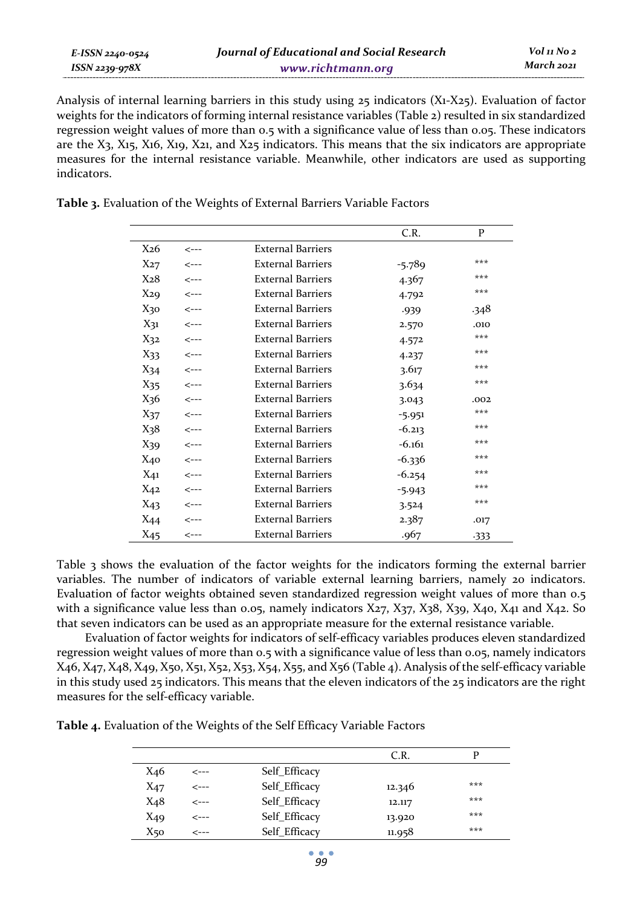Analysis of internal learning barriers in this study using 25 indicators (X1-X25). Evaluation of factor weights for the indicators of forming internal resistance variables (Table 2) resulted in six standardized regression weight values of more than 0.5 with a significance value of less than 0.05. These indicators are the X3, X15, X16, X19, X21, and X25 indicators. This means that the six indicators are appropriate measures for the internal resistance variable. Meanwhile, other indicators are used as supporting indicators.

**Table 3.** Evaluation of the Weights of External Barriers Variable Factors

| | | | C.R. | P |
|---|---|---|---|---|
| X26 | <--- | External Barriers | | |
| X27 | <--- | External Barriers | -5.789 | *** |
| X28 | <--- | External Barriers | 4.367 | *** |
| X29 | <--- | External Barriers | 4.792 | *** |
| X30 | <--- | External Barriers | .939 | .348 |
| X31 | <--- | External Barriers | 2.570 | .010 |
| X32 | <--- | External Barriers | 4.572 | *** |
| X33 | <--- | External Barriers | 4.237 | *** |
| X34 | <--- | External Barriers | 3.617 | *** |
| X35 | <--- | External Barriers | 3.634 | *** |
| X36 | <--- | External Barriers | 3.043 | .002 |
| X37 | <--- | External Barriers | -5.951 | *** |
| X38 | <--- | External Barriers | -6.213 | *** |
| X39 | <--- | External Barriers | -6.161 | *** |
| X40 | <--- | External Barriers | -6.336 | *** |
| X41 | <--- | External Barriers | -6.254 | *** |
| X42 | <--- | External Barriers | -5.943 | *** |
| X43 | <--- | External Barriers | 3.524 | *** |
| X44 | <--- | External Barriers | 2.387 | .017 |
| X45 | <--- | External Barriers | .967 | .333 |

Table 3 shows the evaluation of the factor weights for the indicators forming the external barrier variables. The number of indicators of variable external learning barriers, namely 20 indicators. Evaluation of factor weights obtained seven standardized regression weight values of more than 0.5 with a significance value less than 0.05, namely indicators X27, X37, X38, X39, X40, X41 and X42. So that seven indicators can be used as an appropriate measure for the external resistance variable.

Evaluation of factor weights for indicators of self-efficacy variables produces eleven standardized regression weight values of more than 0.5 with a significance value of less than 0.05, namely indicators X46, X47, X48, X49, X50, X51, X52, X53, X54, X55, and X56 (Table 4). Analysis of the self-efficacy variable in this study used 25 indicators. This means that the eleven indicators of the 25 indicators are the right measures for the self-efficacy variable.

**Table 4.** Evaluation of the Weights of the Self Efficacy Variable Factors

| | | | C.R. | P |
|---|---|---|---|---|
| X46 | <--- | Self_Efficacy | | |
| X47 | <--- | Self_Efficacy | 12.346 | *** |
| X48 | <--- | Self_Efficacy | 12.117 | *** |
| X49 | <--- | Self_Efficacy | 13.920 | *** |
| X50 | <--- | Self_Efficacy | 11.958 | *** |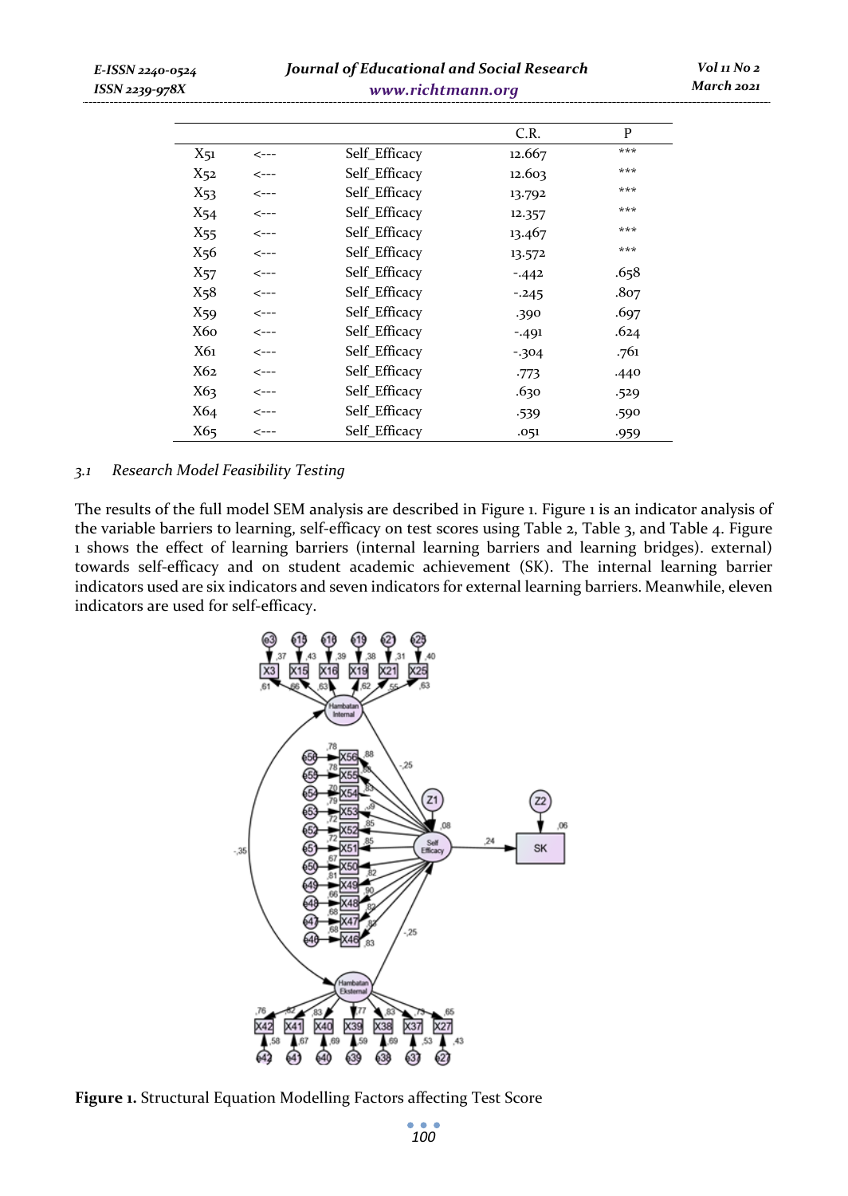| | | | C.R. | P |
|---|---|---|---|---|
| X51 | <--- | Self_Efficacy | 12.667 | *** |
| X52 | <--- | Self_Efficacy | 12.603 | *** |
| X53 | <--- | Self_Efficacy | 13.792 | *** |
| X54 | <--- | Self_Efficacy | 12.357 | *** |
| X55 | <--- | Self_Efficacy | 13.467 | *** |
| X56 | <--- | Self_Efficacy | 13.572 | *** |
| X57 | <--- | Self_Efficacy | -.442 | .658 |
| X58 | <--- | Self_Efficacy | -.245 | .807 |
| X59 | <--- | Self_Efficacy | .390 | .697 |
| X60 | <--- | Self_Efficacy | -.491 | .624 |
| X61 | <--- | Self_Efficacy | -.304 | .761 |
| X62 | <--- | Self_Efficacy | .773 | .440 |
| X63 | <--- | Self_Efficacy | .630 | .529 |
| X64 | <--- | Self_Efficacy | .539 | .590 |
| X65 | <--- | Self_Efficacy | .051 | .959 |

### *3.1 Research Model Feasibility Testing*

The results of the full model SEM analysis are described in Figure 1. Figure 1 is an indicator analysis of the variable barriers to learning, self-efficacy on test scores using Table 2, Table 3, and Table 4. Figure 1 shows the effect of learning barriers (internal learning barriers and learning bridges). external) towards self-efficacy and on student academic achievement (SK). The internal learning barrier indicators used are six indicators and seven indicators for external learning barriers. Meanwhile, eleven indicators are used for self-efficacy.

**Figure 1.** Structural Equation Modelling Factors affecting Test Score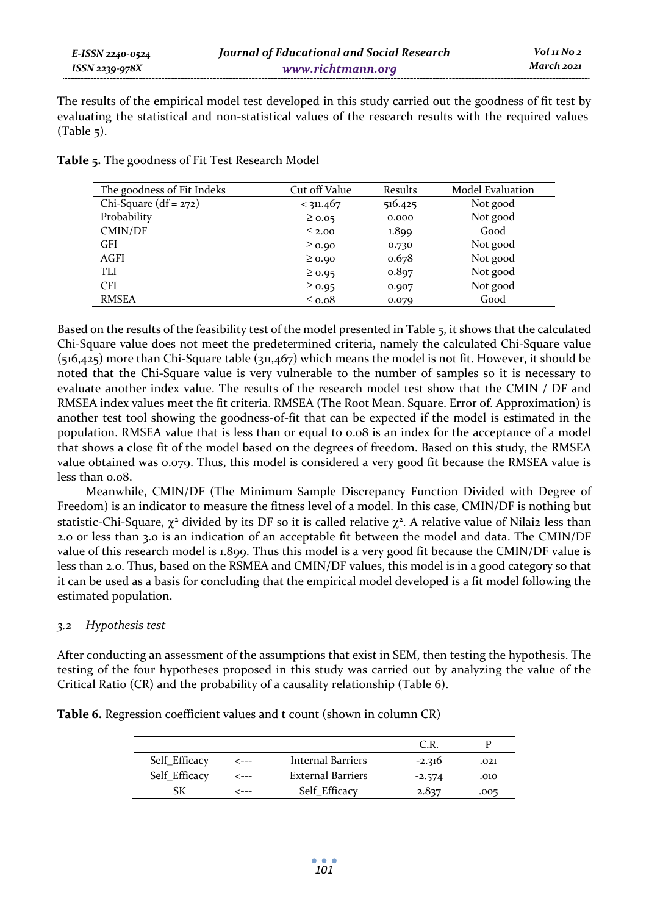The results of the empirical model test developed in this study carried out the goodness of fit test by evaluating the statistical and non-statistical values of the research results with the required values (Table 5).

**Table 5.** The goodness of Fit Test Research Model

| The goodness of Fit Indeks | Cut off Value | Results | Model Evaluation |
|---|---|---|---|
| Chi-Square (df = 272) | < 311.467 | 516.425 | Not good |
| Probability | ≥ 0.05 | 0.000 | Not good |
| CMIN/DF | ≤ 2.00 | 1.899 | Good |
| GFI | ≥ 0.90 | 0.730 | Not good |
| AGFI | ≥ 0.90 | 0.678 | Not good |
| TLI | ≥ 0.95 | 0.897 | Not good |
| CFI | ≥ 0.95 | 0.907 | Not good |
| RMSEA | ≤ 0.08 | 0.079 | Good |

Based on the results of the feasibility test of the model presented in Table 5, it shows that the calculated Chi-Square value does not meet the predetermined criteria, namely the calculated Chi-Square value (516,425) more than Chi-Square table (311,467) which means the model is not fit. However, it should be noted that the Chi-Square value is very vulnerable to the number of samples so it is necessary to evaluate another index value. The results of the research model test show that the CMIN / DF and RMSEA index values meet the fit criteria. RMSEA (The Root Mean. Square. Error of. Approximation) is another test tool showing the goodness-of-fit that can be expected if the model is estimated in the population. RMSEA value that is less than or equal to 0.08 is an index for the acceptance of a model that shows a close fit of the model based on the degrees of freedom. Based on this study, the RMSEA value obtained was 0.079. Thus, this model is considered a very good fit because the RMSEA value is less than 0.08.

Meanwhile, CMIN/DF (The Minimum Sample Discrepancy Function Divided with Degree of Freedom) is an indicator to measure the fitness level of a model. In this case, CMIN/DF is nothing but statistic-Chi-Square, $\chi^2$ divided by its DF so it is called relative $\chi^2$. A relative value of Nilai2 less than 2.0 or less than 3.0 is an indication of an acceptable fit between the model and data. The CMIN/DF value of this research model is 1.899. Thus this model is a very good fit because the CMIN/DF value is less than 2.0. Thus, based on the RSMEA and CMIN/DF values, this model is in a good category so that it can be used as a basis for concluding that the empirical model developed is a fit model following the estimated population.

### *3.2 Hypothesis test*

After conducting an assessment of the assumptions that exist in SEM, then testing the hypothesis. The testing of the four hypotheses proposed in this study was carried out by analyzing the value of the Critical Ratio (CR) and the probability of a causality relationship (Table 6).

**Table 6.** Regression coefficient values and t count (shown in column CR)

| | | | C.R. | P |
|---|---|---|---|---|
| Self_Efficacy | <--- | Internal Barriers | -2.316 | .021 |
| Self_Efficacy | <--- | External Barriers | -2.574 | .010 |
| SK | <--- | Self_Efficacy | 2.837 | .005 |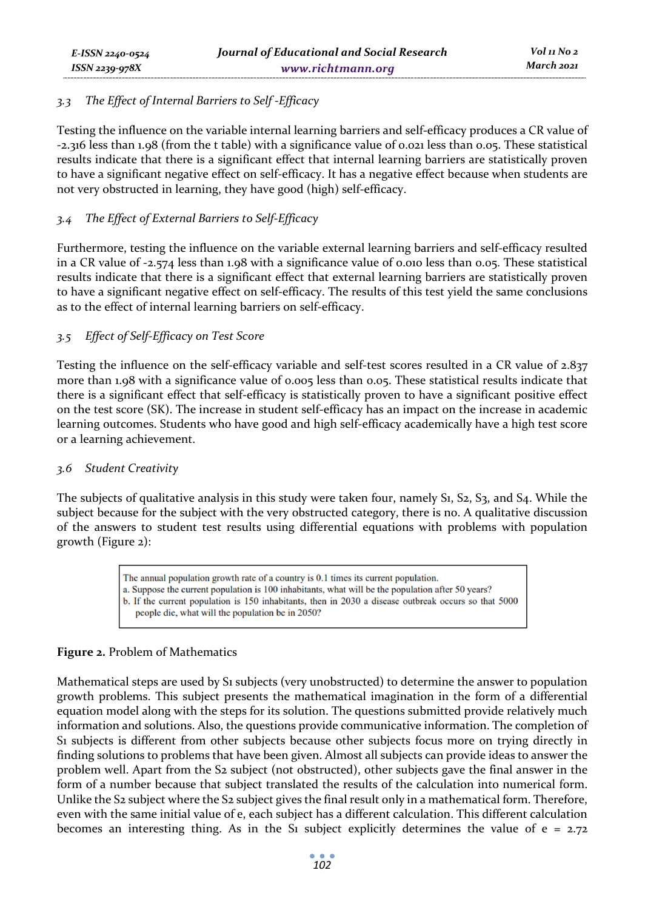### 3.3 The Effect of Internal Barriers to Self -Efficacy

Testing the influence on the variable internal learning barriers and self-efficacy produces a CR value of -2.316 less than 1.98 (from the t table) with a significance value of 0.021 less than 0.05. These statistical results indicate that there is a significant effect that internal learning barriers are statistically proven to have a significant negative effect on self-efficacy. It has a negative effect because when students are not very obstructed in learning, they have good (high) self-efficacy.

### 3.4 The Effect of External Barriers to Self-Efficacy

Furthermore, testing the influence on the variable external learning barriers and self-efficacy resulted in a CR value of -2.574 less than 1.98 with a significance value of 0.010 less than 0.05. These statistical results indicate that there is a significant effect that external learning barriers are statistically proven to have a significant negative effect on self-efficacy. The results of this test yield the same conclusions as to the effect of internal learning barriers on self-efficacy.

### 3.5 Effect of Self-Efficacy on Test Score

Testing the influence on the self-efficacy variable and self-test scores resulted in a CR value of 2.837 more than 1.98 with a significance value of 0.005 less than 0.05. These statistical results indicate that there is a significant effect that self-efficacy is statistically proven to have a significant positive effect on the test score (SK). The increase in student self-efficacy has an impact on the increase in academic learning outcomes. Students who have good and high self-efficacy academically have a high test score or a learning achievement.

### 3.6 Student Creativity

The subjects of qualitative analysis in this study were taken four, namely S1, S2, S3, and S4. While the subject because for the subject with the very obstructed category, there is no. A qualitative discussion of the answers to student test results using differential equations with problems with population growth (Figure 2):

> The annual population growth rate of a country is 0.1 times its current population.
> a. Suppose the current population is 100 inhabitants, what will be the population after 50 years?
> b. If the current population is 150 inhabitants, then in 2030 a disease outbreak occurs so that 5000 people die, what will the population be in 2050?

**Figure 2.** Problem of Mathematics

Mathematical steps are used by S1 subjects (very unobstructed) to determine the answer to population growth problems. This subject presents the mathematical imagination in the form of a differential equation model along with the steps for its solution. The questions submitted provide relatively much information and solutions. Also, the questions provide communicative information. The completion of S1 subjects is different from other subjects because other subjects focus more on trying directly in finding solutions to problems that have been given. Almost all subjects can provide ideas to answer the problem well. Apart from the S2 subject (not obstructed), other subjects gave the final answer in the form of a number because that subject translated the results of the calculation into numerical form. Unlike the S2 subject where the S2 subject gives the final result only in a mathematical form. Therefore, even with the same initial value of e, each subject has a different calculation. This different calculation becomes an interesting thing. As in the S1 subject explicitly determines the value of $e = 2.72$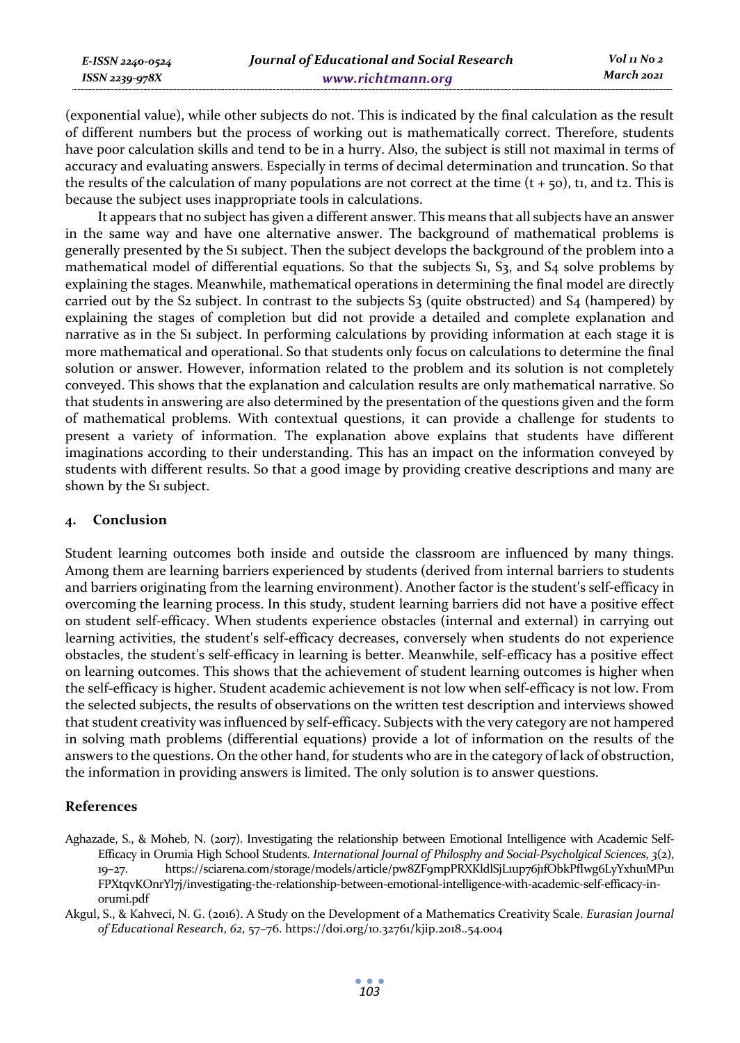(exponential value), while other subjects do not. This is indicated by the final calculation as the result of different numbers but the process of working out is mathematically correct. Therefore, students have poor calculation skills and tend to be in a hurry. Also, the subject is still not maximal in terms of accuracy and evaluating answers. Especially in terms of decimal determination and truncation. So that the results of the calculation of many populations are not correct at the time ($t + 50$), $t_1$, and $t_2$. This is because the subject uses inappropriate tools in calculations.

It appears that no subject has given a different answer. This means that all subjects have an answer in the same way and have one alternative answer. The background of mathematical problems is generally presented by the S1 subject. Then the subject develops the background of the problem into a mathematical model of differential equations. So that the subjects S1, S3, and S4 solve problems by explaining the stages. Meanwhile, mathematical operations in determining the final model are directly carried out by the S2 subject. In contrast to the subjects S3 (quite obstructed) and S4 (hampered) by explaining the stages of completion but did not provide a detailed and complete explanation and narrative as in the S1 subject. In performing calculations by providing information at each stage it is more mathematical and operational. So that students only focus on calculations to determine the final solution or answer. However, information related to the problem and its solution is not completely conveyed. This shows that the explanation and calculation results are only mathematical narrative. So that students in answering are also determined by the presentation of the questions given and the form of mathematical problems. With contextual questions, it can provide a challenge for students to present a variety of information. The explanation above explains that students have different imaginations according to their understanding. This has an impact on the information conveyed by students with different results. So that a good image by providing creative descriptions and many are shown by the S1 subject.

## 4. Conclusion

Student learning outcomes both inside and outside the classroom are influenced by many things. Among them are learning barriers experienced by students (derived from internal barriers to students and barriers originating from the learning environment). Another factor is the student's self-efficacy in overcoming the learning process. In this study, student learning barriers did not have a positive effect on student self-efficacy. When students experience obstacles (internal and external) in carrying out learning activities, the student's self-efficacy decreases, conversely when students do not experience obstacles, the student's self-efficacy in learning is better. Meanwhile, self-efficacy has a positive effect on learning outcomes. This shows that the achievement of student learning outcomes is higher when the self-efficacy is higher. Student academic achievement is not low when self-efficacy is not low. From the selected subjects, the results of observations on the written test description and interviews showed that student creativity was influenced by self-efficacy. Subjects with the very category are not hampered in solving math problems (differential equations) provide a lot of information on the results of the answers to the questions. On the other hand, for students who are in the category of lack of obstruction, the information in providing answers is limited. The only solution is to answer questions.

## References

Aghazade, S., & Moheb, N. (2017). Investigating the relationship between Emotional Intelligence with Academic Self-Efficacy in Orumia High School Students. *International Journal of Philosphy and Social-Psycholgical Sciences*, *3*(2), 19–27. https://sciarena.com/storage/models/article/pw8ZF9mpPRXKldlSjL1up76j1fObkPflwg6LyYxhu1MPu1FPXtqvKOnrYl7j/investigating-the-relationship-between-emotional-intelligence-with-academic-self-efficacy-in-orumi.pdf

Akgul, S., & Kahveci, N. G. (2016). A Study on the Development of a Mathematics Creativity Scale. *Eurasian Journal of Educational Research*, *62*, 57–76. https://doi.org/10.32761/kjip.2018..54.004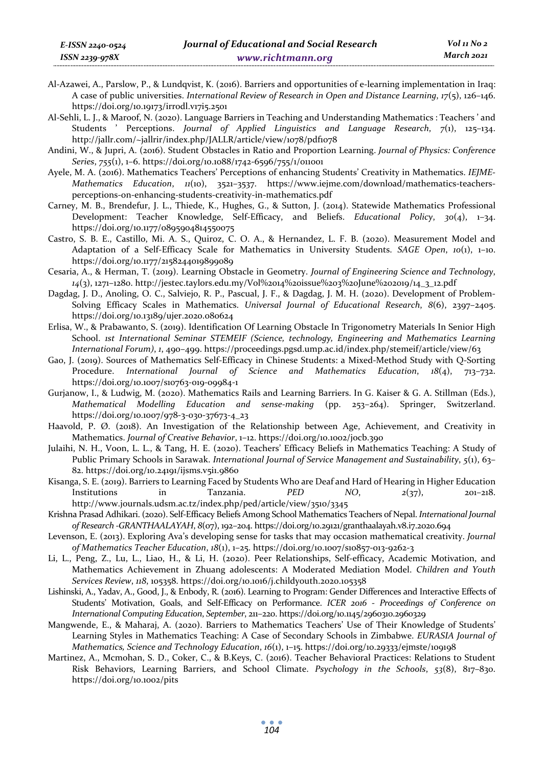Al-Azawei, A., Parslow, P., & Lundqvist, K. (2016). Barriers and opportunities of e-learning implementation in Iraq: A case of public universities. *International Review of Research in Open and Distance Learning*, *17*(5), 126–146. https://doi.org/10.19173/irrodl.v17i5.2501

Al-Sehli, L. J., & Maroof, N. (2020). Language Barriers in Teaching and Understanding Mathematics : Teachers ' and Students ' Perceptions. *Journal of Applied Linguistics and Language Research*, *7*(1), 125–134. http://jallr.com/~jallrir/index.php/JALLR/article/view/1078/pdf1078

Andini, W., & Jupri, A. (2016). Student Obstacles in Ratio and Proportion Learning. *Journal of Physics: Conference Series*, *755*(1), 1–6. https://doi.org/10.1088/1742-6596/755/1/011001

Ayele, M. A. (2016). Mathematics Teachers' Perceptions of enhancing Students' Creativity in Mathematics. *IEJME-Mathematics Education*, *11*(10), 3521–3537. https://www.iejme.com/download/mathematics-teachers-perceptions-on-enhancing-students-creativity-in-mathematics.pdf

Carney, M. B., Brendefur, J. L., Thiede, K., Hughes, G., & Sutton, J. (2014). Statewide Mathematics Professional Development: Teacher Knowledge, Self-Efficacy, and Beliefs. *Educational Policy*, *30*(4), 1–34. https://doi.org/10.1177/0895904814550075

Castro, S. B. E., Castillo, Mi. A. S., Quiroz, C. O. A., & Hernandez, L. F. B. (2020). Measurement Model and Adaptation of a Self-Efficacy Scale for Mathematics in University Students. *SAGE Open*, *10*(1), 1–10. https://doi.org/10.1177/2158244019899089

Cesaria, A., & Herman, T. (2019). Learning Obstacle in Geometry. *Journal of Engineering Science and Technology*, *14*(3), 1271–1280. http://jestec.taylors.edu.my/Vol%2014%20issue%203%20June%202019/14_3_12.pdf

Dagdag, J. D., Anoling, O. C., Salviejo, R. P., Pascual, J. F., & Dagdag, J. M. H. (2020). Development of Problem-Solving Efficacy Scales in Mathematics. *Universal Journal of Educational Research*, *8*(6), 2397–2405. https://doi.org/10.13189/ujer.2020.080624

Erlisa, W., & Prabawanto, S. (2019). Identification Of Learning Obstacle In Trigonometry Materials In Senior High School. *1st International Seminar STEMEIF (Science, technology, Engineering and Mathematics Learning International Forum)*, *1*, 490–499. https://proceedings.pgsd.ump.ac.id/index.php/stemeif/article/view/63

Gao, J. (2019). Sources of Mathematics Self-Efficacy in Chinese Students: a Mixed-Method Study with Q-Sorting Procedure. *International Journal of Science and Mathematics Education*, *18*(4), 713–732. https://doi.org/10.1007/s10763-019-09984-1

Gurjanow, I., & Ludwig, M. (2020). Mathematics Rails and Learning Barriers. In G. Kaiser & G. A. Stillman (Eds.), *Mathematical Modelling Education and sense-making* (pp. 253–264). Springer, Switzerland. https://doi.org/10.1007/978-3-030-37673-4_23

Haavold, P. Ø. (2018). An Investigation of the Relationship between Age, Achievement, and Creativity in Mathematics. *Journal of Creative Behavior*, 1–12. https://doi.org/10.1002/jocb.390

Julaihi, N. H., Voon, L. L., & Tang, H. E. (2020). Teachers' Efficacy Beliefs in Mathematics Teaching: A Study of Public Primary Schools in Sarawak. *International Journal of Service Management and Sustainability*, *5*(1), 63–82. https://doi.org/10.24191/ijsms.v5i1.9860

Kisanga, S. E. (2019). Barriers to Learning Faced by Students Who are Deaf and Hard of Hearing in Higher Education Institutions in Tanzania. *PED NO*, *2*(37), 201–218. http://www.journals.udsm.ac.tz/index.php/ped/article/view/3510/3345

Krishna Prasad Adhikari. (2020). Self-Efficacy Beliefs Among School Mathematics Teachers of Nepal. *International Journal of Research -GRANTHAALAYAH*, *8*(07), 192–204. https://doi.org/10.29121/granthaalayah.v8.i7.2020.694

Levenson, E. (2013). Exploring Ava's developing sense for tasks that may occasion mathematical creativity. *Journal of Mathematics Teacher Education*, *18*(1), 1–25. https://doi.org/10.1007/s10857-013-9262-3

Li, L., Peng, Z., Lu, L., Liao, H., & Li, H. (2020). Peer Relationships, Self-efficacy, Academic Motivation, and Mathematics Achievement in Zhuang adolescents: A Moderated Mediation Model. *Children and Youth Services Review*, *118*, 105358. https://doi.org/10.1016/j.childyouth.2020.105358

Lishinski, A., Yadav, A., Good, J., & Enbody, R. (2016). Learning to Program: Gender Differences and Interactive Effects of Students' Motivation, Goals, and Self-Efficacy on Performance. *ICER 2016 - Proceedings of Conference on International Computing Education*, *September*, 211–220. https://doi.org/10.1145/2960310.2960329

Mangwende, E., & Maharaj, A. (2020). Barriers to Mathematics Teachers' Use of Their Knowledge of Students' Learning Styles in Mathematics Teaching: A Case of Secondary Schools in Zimbabwe. *EURASIA Journal of Mathematics, Science and Technology Education*, *16*(1), 1–15. https://doi.org/10.29333/ejmste/109198

Martinez, A., Mcmohan, S. D., Coker, C., & B.Keys, C. (2016). Teacher Behavioral Practices: Relations to Student Risk Behaviors, Learning Barriers, and School Climate. *Psychology in the Schools*, *53*(8), 817–830. https://doi.org/10.1002/pits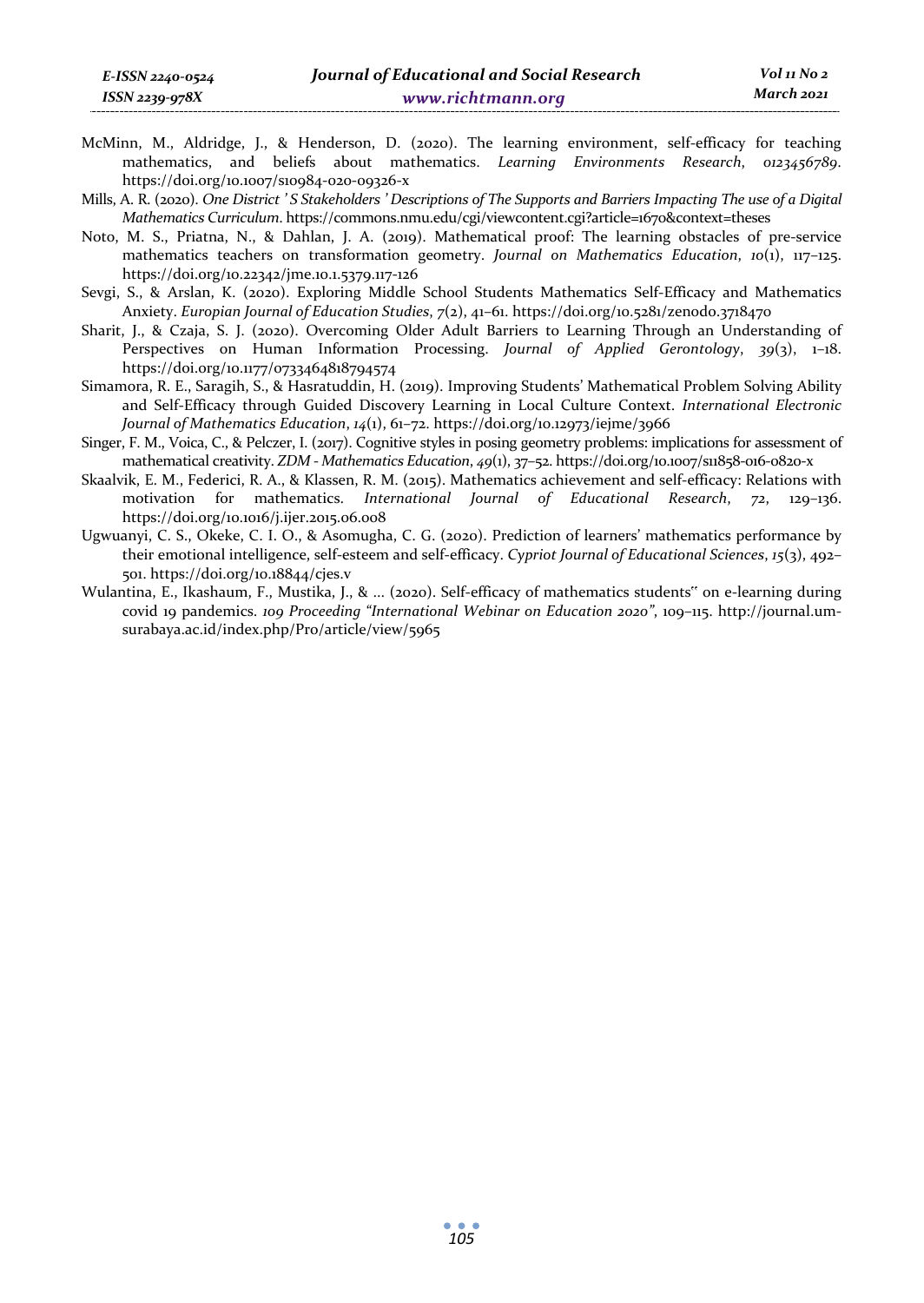McMinn, M., Aldridge, J., & Henderson, D. (2020). The learning environment, self-efficacy for teaching mathematics, and beliefs about mathematics. *Learning Environments Research*, *0123456789*. https://doi.org/10.1007/s10984-020-09326-x

Mills, A. R. (2020). *One District ' S Stakeholders ' Descriptions of The Supports and Barriers Impacting The use of a Digital Mathematics Curriculum*. https://commons.nmu.edu/cgi/viewcontent.cgi?article=1670&context=theses

Noto, M. S., Priatna, N., & Dahlan, J. A. (2019). Mathematical proof: The learning obstacles of pre-service mathematics teachers on transformation geometry. *Journal on Mathematics Education*, *10*(1), 117–125. https://doi.org/10.22342/jme.10.1.5379.117-126

Sevgi, S., & Arslan, K. (2020). Exploring Middle School Students Mathematics Self-Efficacy and Mathematics Anxiety. *Europian Journal of Education Studies*, *7*(2), 41–61. https://doi.org/10.5281/zenodo.3718470

Sharit, J., & Czaja, S. J. (2020). Overcoming Older Adult Barriers to Learning Through an Understanding of Perspectives on Human Information Processing. *Journal of Applied Gerontology*, *39*(3), 1–18. https://doi.org/10.1177/0733464818794574

Simamora, R. E., Saragih, S., & Hasratuddin, H. (2019). Improving Students' Mathematical Problem Solving Ability and Self-Efficacy through Guided Discovery Learning in Local Culture Context. *International Electronic Journal of Mathematics Education*, *14*(1), 61–72. https://doi.org/10.12973/iejme/3966

Singer, F. M., Voica, C., & Pelczer, I. (2017). Cognitive styles in posing geometry problems: implications for assessment of mathematical creativity. *ZDM - Mathematics Education*, *49*(1), 37–52. https://doi.org/10.1007/s11858-016-0820-x

Skaalvik, E. M., Federici, R. A., & Klassen, R. M. (2015). Mathematics achievement and self-efficacy: Relations with motivation for mathematics. *International Journal of Educational Research*, *72*, 129–136. https://doi.org/10.1016/j.ijer.2015.06.008

Ugwuanyi, C. S., Okeke, C. I. O., & Asomugha, C. G. (2020). Prediction of learners' mathematics performance by their emotional intelligence, self-esteem and self-efficacy. *Cypriot Journal of Educational Sciences*, *15*(3), 492–501. https://doi.org/10.18844/cjes.v

Wulantina, E., Ikashaum, F., Mustika, J., & ... (2020). Self-efficacy of mathematics students" on e-learning during covid 19 pandemics. *109 Proceeding "International Webinar on Education 2020"*, 109–115. http://journal.um-surabaya.ac.id/index.php/Pro/article/view/5965